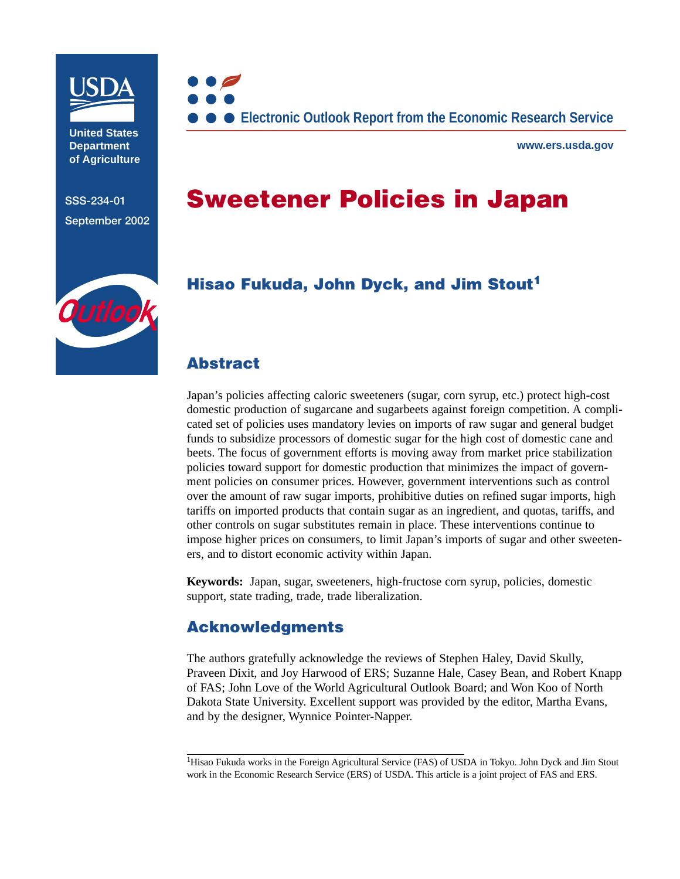USDA

United States Department of Agriculture

SSS-234-01

September 2002

Outlook

Electronic Outlook Report from the Economic Research Service

www.ers.usda.gov

# Sweetener Policies in Japan

## Hisao Fukuda, John Dyck, and Jim Stout[1]

## Abstract

Japan's policies affecting caloric sweeteners (sugar, corn syrup, etc.) protect high-cost domestic production of sugarcane and sugarbeets against foreign competition. A complicated set of policies uses mandatory levies on imports of raw sugar and general budget funds to subsidize processors of domestic sugar for the high cost of domestic cane and beets. The focus of government efforts is moving away from market price stabilization policies toward support for domestic production that minimizes the impact of government policies on consumer prices. However, government interventions such as control over the amount of raw sugar imports, prohibitive duties on refined sugar imports, high tariffs on imported products that contain sugar as an ingredient, and quotas, tariffs, and other controls on sugar substitutes remain in place. These interventions continue to impose higher prices on consumers, to limit Japan's imports of sugar and other sweeteners, and to distort economic activity within Japan.

**Keywords:** Japan, sugar, sweeteners, high-fructose corn syrup, policies, domestic support, state trading, trade, trade liberalization.

## Acknowledgments

The authors gratefully acknowledge the reviews of Stephen Haley, David Skully, Praveen Dixit, and Joy Harwood of ERS; Suzanne Hale, Casey Bean, and Robert Knapp of FAS; John Love of the World Agricultural Outlook Board; and Won Koo of North Dakota State University. Excellent support was provided by the editor, Martha Evans, and by the designer, Wynnice Pointer-Napper.

---

[1]Hisao Fukuda works in the Foreign Agricultural Service (FAS) of USDA in Tokyo. John Dyck and Jim Stout work in the Economic Research Service (ERS) of USDA. This article is a joint project of FAS and ERS.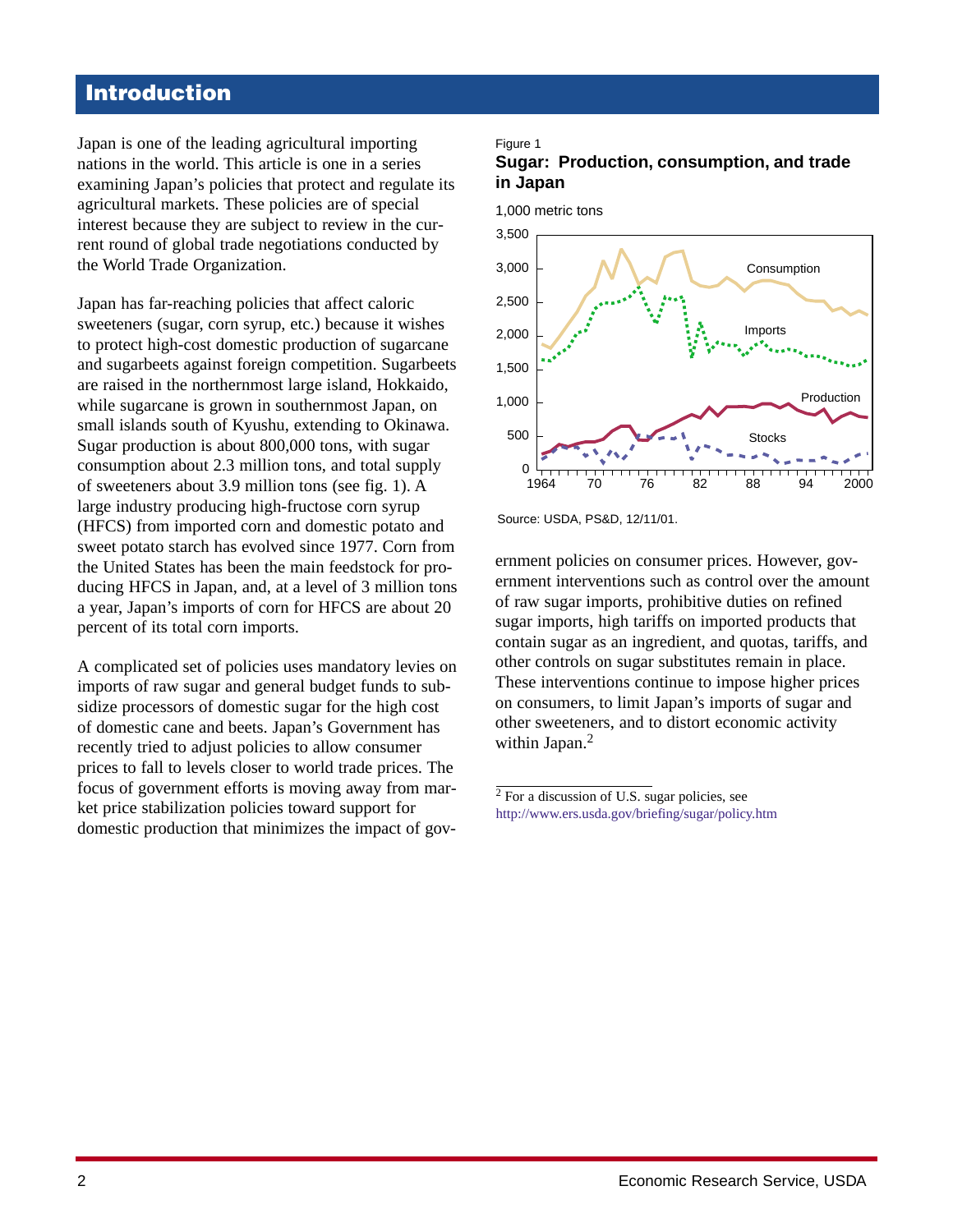# Introduction

Japan is one of the leading agricultural importing nations in the world. This article is one in a series examining Japan's policies that protect and regulate its agricultural markets. These policies are of special interest because they are subject to review in the current round of global trade negotiations conducted by the World Trade Organization.

Japan has far-reaching policies that affect caloric sweeteners (sugar, corn syrup, etc.) because it wishes to protect high-cost domestic production of sugarcane and sugarbeets against foreign competition. Sugarbeets are raised in the northernmost large island, Hokkaido, while sugarcane is grown in southernmost Japan, on small islands south of Kyushu, extending to Okinawa. Sugar production is about 800,000 tons, with sugar consumption about 2.3 million tons, and total supply of sweeteners about 3.9 million tons (see fig. 1). A large industry producing high-fructose corn syrup (HFCS) from imported corn and domestic potato and sweet potato starch has evolved since 1977. Corn from the United States has been the main feedstock for producing HFCS in Japan, and, at a level of 3 million tons a year, Japan's imports of corn for HFCS are about 20 percent of its total corn imports.

A complicated set of policies uses mandatory levies on imports of raw sugar and general budget funds to subsidize processors of domestic sugar for the high cost of domestic cane and beets. Japan's Government has recently tried to adjust policies to allow consumer prices to fall to levels closer to world trade prices. The focus of government efforts is moving away from market price stabilization policies toward support for domestic production that minimizes the impact of government policies on consumer prices. However, government interventions such as control over the amount of raw sugar imports, prohibitive duties on refined sugar imports, high tariffs on imported products that contain sugar as an ingredient, and quotas, tariffs, and other controls on sugar substitutes remain in place. These interventions continue to impose higher prices on consumers, to limit Japan's imports of sugar and other sweeteners, and to distort economic activity within Japan.[2]

Figure 1
**Sugar: Production, consumption, and trade in Japan**

1,000 metric tons

(Line chart, 1964–2000, 0–3,500: Consumption, Imports, Production, Stocks)

Source: USDA, PS&D, 12/11/01.

[2] For a discussion of U.S. sugar policies, see http://www.ers.usda.gov/briefing/sugar/policy.htm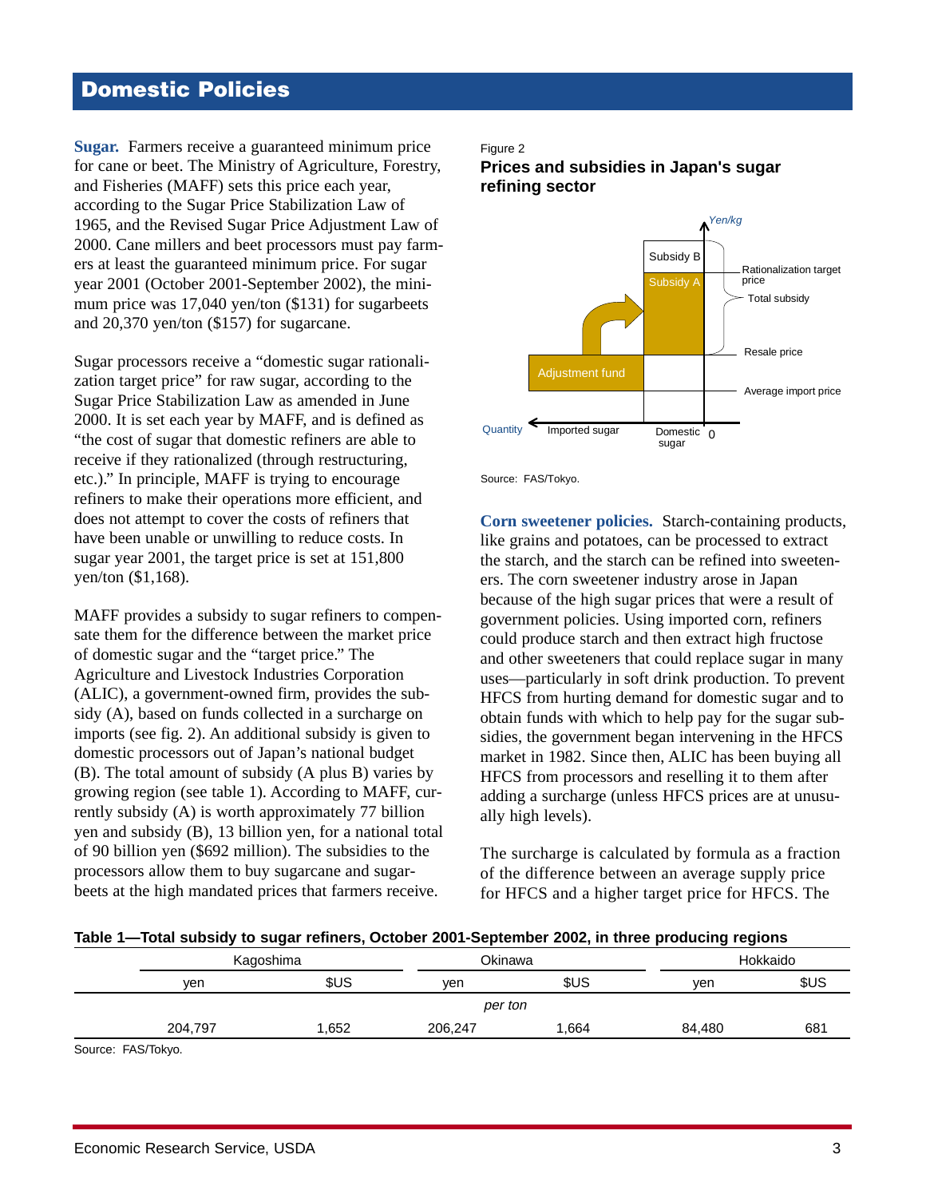# Domestic Policies

**Sugar.** Farmers receive a guaranteed minimum price for cane or beet. The Ministry of Agriculture, Forestry, and Fisheries (MAFF) sets this price each year, according to the Sugar Price Stabilization Law of 1965, and the Revised Sugar Price Adjustment Law of 2000. Cane millers and beet processors must pay farmers at least the guaranteed minimum price. For sugar year 2001 (October 2001-September 2002), the minimum price was 17,040 yen/ton ($131) for sugarbeets and 20,370 yen/ton ($157) for sugarcane.

Sugar processors receive a "domestic sugar rationalization target price" for raw sugar, according to the Sugar Price Stabilization Law as amended in June 2000. It is set each year by MAFF, and is defined as "the cost of sugar that domestic refiners are able to receive if they rationalized (through restructuring, etc.)." In principle, MAFF is trying to encourage refiners to make their operations more efficient, and does not attempt to cover the costs of refiners that have been unable or unwilling to reduce costs. In sugar year 2001, the target price is set at 151,800 yen/ton ($1,168).

MAFF provides a subsidy to sugar refiners to compensate them for the difference between the market price of domestic sugar and the "target price." The Agriculture and Livestock Industries Corporation (ALIC), a government-owned firm, provides the subsidy (A), based on funds collected in a surcharge on imports (see fig. 2). An additional subsidy is given to domestic processors out of Japan's national budget (B). The total amount of subsidy (A plus B) varies by growing region (see table 1). According to MAFF, currently subsidy (A) is worth approximately 77 billion yen and subsidy (B), 13 billion yen, for a national total of 90 billion yen ($692 million). The subsidies to the processors allow them to buy sugarcane and sugarbeets at the high mandated prices that farmers receive.

Figure 2

**Prices and subsidies in Japan's sugar refining sector**

Yen/kg

Subsidy B

Subsidy A

Adjustment fund

Rationalization target price

Total subsidy

Resale price

Average import price

Quantity

Imported sugar

Domestic sugar

0

Source: FAS/Tokyo.

**Corn sweetener policies.** Starch-containing products, like grains and potatoes, can be processed to extract the starch, and the starch can be refined into sweeteners. The corn sweetener industry arose in Japan because of the high sugar prices that were a result of government policies. Using imported corn, refiners could produce starch and then extract high fructose and other sweeteners that could replace sugar in many uses—particularly in soft drink production. To prevent HFCS from hurting demand for domestic sugar and to obtain funds with which to help pay for the sugar subsidies, the government began intervening in the HFCS market in 1982. Since then, ALIC has been buying all HFCS from processors and reselling it to them after adding a surcharge (unless HFCS prices are at unusually high levels).

The surcharge is calculated by formula as a fraction of the difference between an average supply price for HFCS and a higher target price for HFCS. The

**Table 1—Total subsidy to sugar refiners, October 2001-September 2002, in three producing regions**

| Kagoshima | | Okinawa | | Hokkaido | |
|---|---|---|---|---|---|
| yen | $US | yen | $US | yen | $US |
| *per ton* | | | | | |
| 204,797 | 1,652 | 206,247 | 1,664 | 84,480 | 681 |

Source: FAS/Tokyo.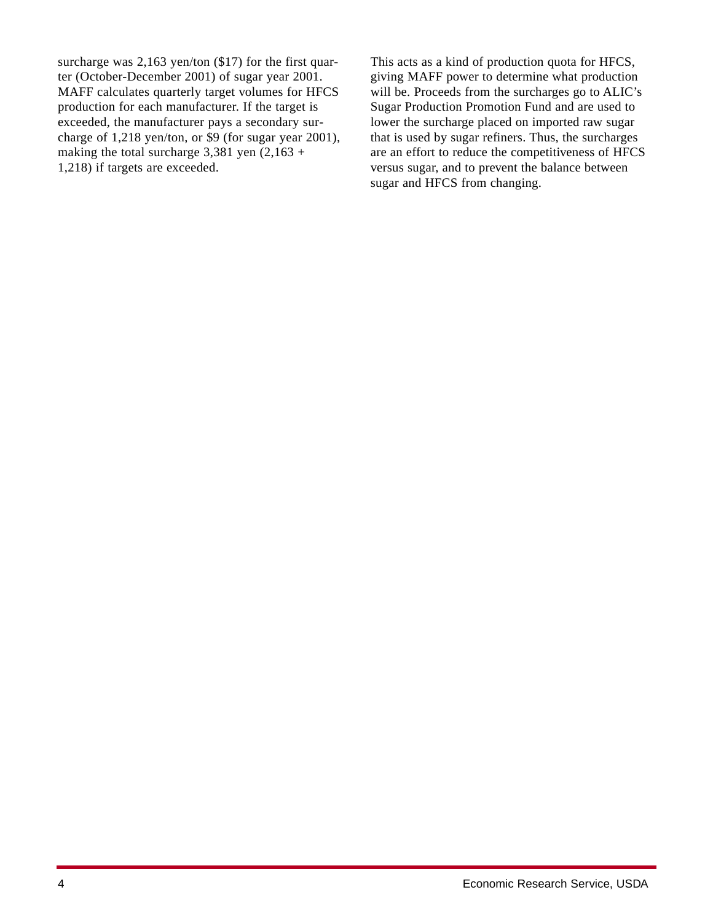surcharge was 2,163 yen/ton ($17) for the first quarter (October-December 2001) of sugar year 2001. MAFF calculates quarterly target volumes for HFCS production for each manufacturer. If the target is exceeded, the manufacturer pays a secondary surcharge of 1,218 yen/ton, or $9 (for sugar year 2001), making the total surcharge 3,381 yen (2,163 + 1,218) if targets are exceeded.

This acts as a kind of production quota for HFCS, giving MAFF power to determine what production will be. Proceeds from the surcharges go to ALIC's Sugar Production Promotion Fund and are used to lower the surcharge placed on imported raw sugar that is used by sugar refiners. Thus, the surcharges are an effort to reduce the competitiveness of HFCS versus sugar, and to prevent the balance between sugar and HFCS from changing.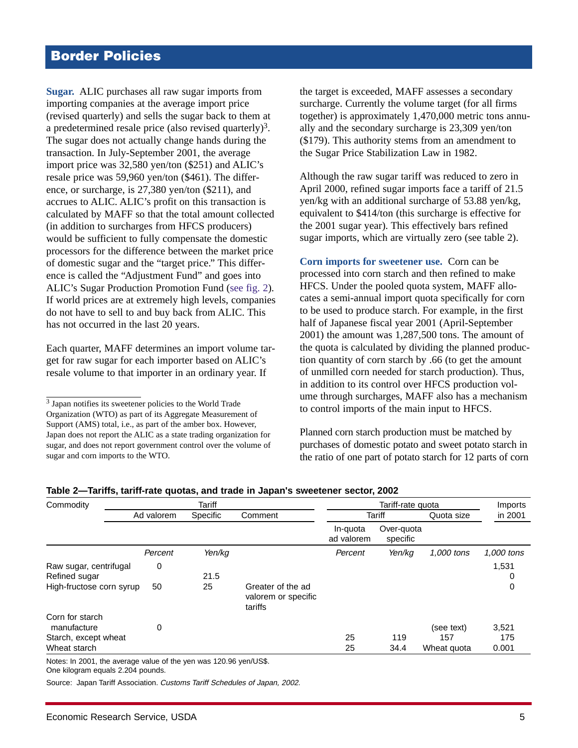## Border Policies

**Sugar.** ALIC purchases all raw sugar imports from importing companies at the average import price (revised quarterly) and sells the sugar back to them at a predetermined resale price (also revised quarterly)[3]. The sugar does not actually change hands during the transaction. In July-September 2001, the average import price was 32,580 yen/ton ($251) and ALIC's resale price was 59,960 yen/ton ($461). The difference, or surcharge, is 27,380 yen/ton ($211), and accrues to ALIC. ALIC's profit on this transaction is calculated by MAFF so that the total amount collected (in addition to surcharges from HFCS producers) would be sufficient to fully compensate the domestic processors for the difference between the market price of domestic sugar and the "target price." This difference is called the "Adjustment Fund" and goes into ALIC's Sugar Production Promotion Fund (see fig. 2). If world prices are at extremely high levels, companies do not have to sell to and buy back from ALIC. This has not occurred in the last 20 years.

Each quarter, MAFF determines an import volume target for raw sugar for each importer based on ALIC's resale volume to that importer in an ordinary year. If the target is exceeded, MAFF assesses a secondary surcharge. Currently the volume target (for all firms together) is approximately 1,470,000 metric tons annually and the secondary surcharge is 23,309 yen/ton ($179). This authority stems from an amendment to the Sugar Price Stabilization Law in 1982.

Although the raw sugar tariff was reduced to zero in April 2000, refined sugar imports face a tariff of 21.5 yen/kg with an additional surcharge of 53.88 yen/kg, equivalent to $414/ton (this surcharge is effective for the 2001 sugar year). This effectively bars refined sugar imports, which are virtually zero (see table 2).

**Corn imports for sweetener use.** Corn can be processed into corn starch and then refined to make HFCS. Under the pooled quota system, MAFF allocates a semi-annual import quota specifically for corn to be used to produce starch. For example, in the first half of Japanese fiscal year 2001 (April-September 2001) the amount was 1,287,500 tons. The amount of the quota is calculated by dividing the planned production quantity of corn starch by .66 (to get the amount of unmilled corn needed for starch production). Thus, in addition to its control over HFCS production volume through surcharges, MAFF also has a mechanism to control imports of the main input to HFCS.

Planned corn starch production must be matched by purchases of domestic potato and sweet potato starch in the ratio of one part of potato starch for 12 parts of corn

[3] Japan notifies its sweetener policies to the World Trade Organization (WTO) as part of its Aggregate Measurement of Support (AMS) total, i.e., as part of the amber box. However, Japan does not report the ALIC as a state trading organization for sugar, and does not report government control over the volume of sugar and corn imports to the WTO.

**Table 2—Tariffs, tariff-rate quotas, and trade in Japan's sweetener sector, 2002**

| Commodity | Tariff | | | Tariff-rate quota | | | Imports in 2001 |
|---|---|---|---|---|---|---|---|
| | Ad valorem | Specific | Comment | Tariff | | Quota size | |
| | | | | In-quota ad valorem | Over-quota specific | | |
| | *Percent* | *Yen/kg* | | *Percent* | *Yen/kg* | *1,000 tons* | *1,000 tons* |
| Raw sugar, centrifugal | 0 | | | | | | 1,531 |
| Refined sugar | | 21.5 | | | | | 0 |
| High-fructose corn syrup | 50 | 25 | Greater of the ad valorem or specific tariffs | | | | 0 |
| Corn for starch manufacture | 0 | | | | | (see text) | 3,521 |
| Starch, except wheat | | | | 25 | 119 | 157 | 175 |
| Wheat starch | | | | 25 | 34.4 | Wheat quota | 0.001 |

Notes: In 2001, the average value of the yen was 120.96 yen/US$.
One kilogram equals 2.204 pounds.

Source: Japan Tariff Association. *Customs Tariff Schedules of Japan, 2002.*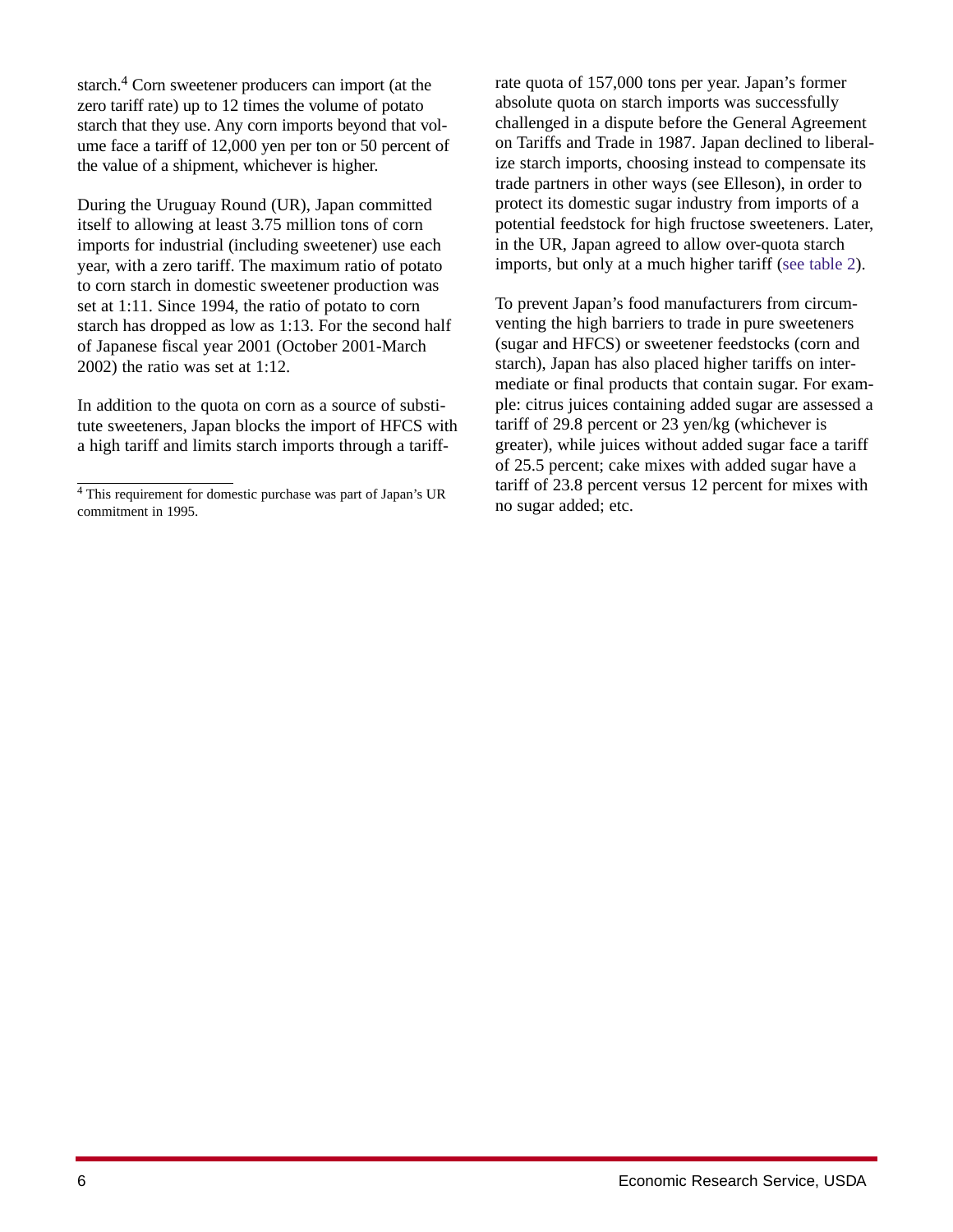starch.[4] Corn sweetener producers can import (at the zero tariff rate) up to 12 times the volume of potato starch that they use. Any corn imports beyond that volume face a tariff of 12,000 yen per ton or 50 percent of the value of a shipment, whichever is higher.

During the Uruguay Round (UR), Japan committed itself to allowing at least 3.75 million tons of corn imports for industrial (including sweetener) use each year, with a zero tariff. The maximum ratio of potato to corn starch in domestic sweetener production was set at 1:11. Since 1994, the ratio of potato to corn starch has dropped as low as 1:13. For the second half of Japanese fiscal year 2001 (October 2001-March 2002) the ratio was set at 1:12.

In addition to the quota on corn as a source of substitute sweeteners, Japan blocks the import of HFCS with a high tariff and limits starch imports through a tariff-rate quota of 157,000 tons per year. Japan's former absolute quota on starch imports was successfully challenged in a dispute before the General Agreement on Tariffs and Trade in 1987. Japan declined to liberalize starch imports, choosing instead to compensate its trade partners in other ways (see Elleson), in order to protect its domestic sugar industry from imports of a potential feedstock for high fructose sweeteners. Later, in the UR, Japan agreed to allow over-quota starch imports, but only at a much higher tariff (see table 2).

To prevent Japan's food manufacturers from circumventing the high barriers to trade in pure sweeteners (sugar and HFCS) or sweetener feedstocks (corn and starch), Japan has also placed higher tariffs on intermediate or final products that contain sugar. For example: citrus juices containing added sugar are assessed a tariff of 29.8 percent or 23 yen/kg (whichever is greater), while juices without added sugar face a tariff of 25.5 percent; cake mixes with added sugar have a tariff of 23.8 percent versus 12 percent for mixes with no sugar added; etc.

[4] This requirement for domestic purchase was part of Japan's UR commitment in 1995.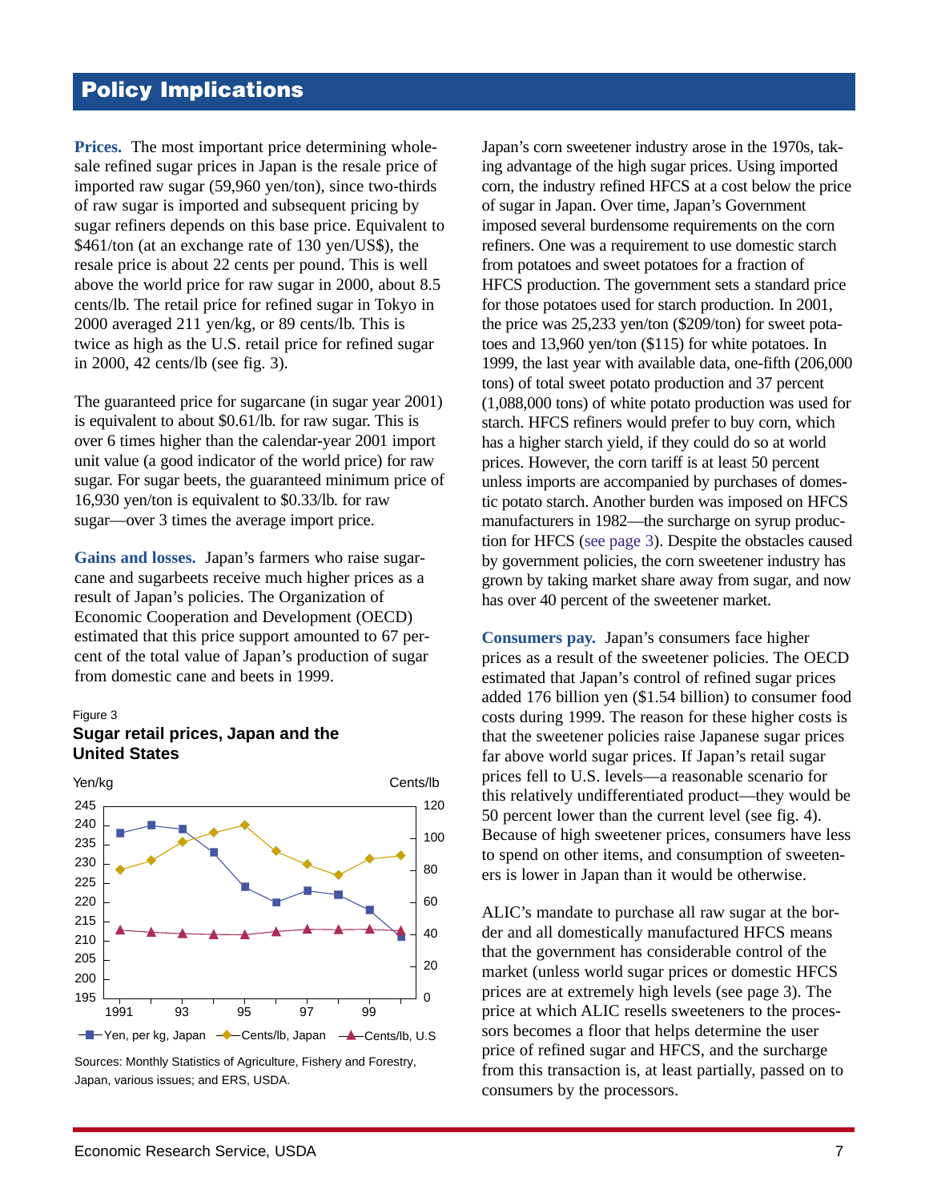## Policy Implications

**Prices.** The most important price determining wholesale refined sugar prices in Japan is the resale price of imported raw sugar (59,960 yen/ton), since two-thirds of raw sugar is imported and subsequent pricing by sugar refiners depends on this base price. Equivalent to \$461/ton (at an exchange rate of 130 yen/US\$), the resale price is about 22 cents per pound. This is well above the world price for raw sugar in 2000, about 8.5 cents/lb. The retail price for refined sugar in Tokyo in 2000 averaged 211 yen/kg, or 89 cents/lb. This is twice as high as the U.S. retail price for refined sugar in 2000, 42 cents/lb (see fig. 3).

The guaranteed price for sugarcane (in sugar year 2001) is equivalent to about \$0.61/lb. for raw sugar. This is over 6 times higher than the calendar-year 2001 import unit value (a good indicator of the world price) for raw sugar. For sugar beets, the guaranteed minimum price of 16,930 yen/ton is equivalent to \$0.33/lb. for raw sugar—over 3 times the average import price.

**Gains and losses.** Japan's farmers who raise sugarcane and sugarbeets receive much higher prices as a result of Japan's policies. The Organization of Economic Cooperation and Development (OECD) estimated that this price support amounted to 67 percent of the total value of Japan's production of sugar from domestic cane and beets in 1999.

Figure 3
**Sugar retail prices, Japan and the United States**

| Year | Yen, per kg, Japan | Cents/lb, Japan | Cents/lb, U.S |
|---|---|---|---|
| 1991 | 238 | 80 | 43 |
| 92 | 240 | 86 | 42 |
| 93 | 239 | 97 | 41 |
| 94 | 233 | 103 | 40 |
| 95 | 224 | 107 | 40 |
| 96 | 220 | 92 | 42 |
| 97 | 223 | 83 | 43 |
| 98 | 222 | 76 | 43 |
| 99 | 218 | 87 | 43 |
| 2000 | 211 | 89 | 42 |

Sources: Monthly Statistics of Agriculture, Fishery and Forestry, Japan, various issues; and ERS, USDA.

Japan's corn sweetener industry arose in the 1970s, taking advantage of the high sugar prices. Using imported corn, the industry refined HFCS at a cost below the price of sugar in Japan. Over time, Japan's Government imposed several burdensome requirements on the corn refiners. One was a requirement to use domestic starch from potatoes and sweet potatoes for a fraction of HFCS production. The government sets a standard price for those potatoes used for starch production. In 2001, the price was 25,233 yen/ton (\$209/ton) for sweet potatoes and 13,960 yen/ton (\$115) for white potatoes. In 1999, the last year with available data, one-fifth (206,000 tons) of total sweet potato production and 37 percent (1,088,000 tons) of white potato production was used for starch. HFCS refiners would prefer to buy corn, which has a higher starch yield, if they could do so at world prices. However, the corn tariff is at least 50 percent unless imports are accompanied by purchases of domestic potato starch. Another burden was imposed on HFCS manufacturers in 1982—the surcharge on syrup production for HFCS (see page 3). Despite the obstacles caused by government policies, the corn sweetener industry has grown by taking market share away from sugar, and now has over 40 percent of the sweetener market.

**Consumers pay.** Japan's consumers face higher prices as a result of the sweetener policies. The OECD estimated that Japan's control of refined sugar prices added 176 billion yen (\$1.54 billion) to consumer food costs during 1999. The reason for these higher costs is that the sweetener policies raise Japanese sugar prices far above world sugar prices. If Japan's retail sugar prices fell to U.S. levels—a reasonable scenario for this relatively undifferentiated product—they would be 50 percent lower than the current level (see fig. 4). Because of high sweetener prices, consumers have less to spend on other items, and consumption of sweeteners is lower in Japan than it would be otherwise.

ALIC's mandate to purchase all raw sugar at the border and all domestically manufactured HFCS means that the government has considerable control of the market (unless world sugar prices or domestic HFCS prices are at extremely high levels (see page 3). The price at which ALIC resells sweeteners to the processors becomes a floor that helps determine the user price of refined sugar and HFCS, and the surcharge from this transaction is, at least partially, passed on to consumers by the processors.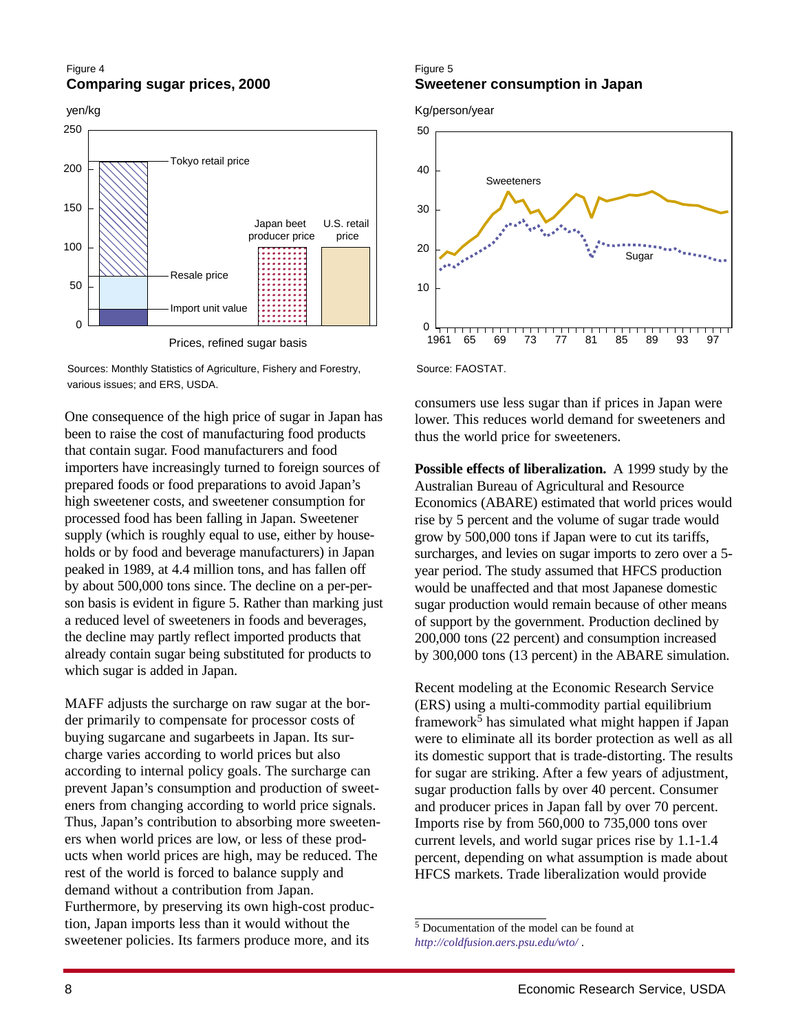Figure 4
**Comparing sugar prices, 2000**

yen/kg

Prices, refined sugar basis

Sources: Monthly Statistics of Agriculture, Fishery and Forestry, various issues; and ERS, USDA.

Figure 5
**Sweetener consumption in Japan**

Kg/person/year

Source: FAOSTAT.

One consequence of the high price of sugar in Japan has been to raise the cost of manufacturing food products that contain sugar. Food manufacturers and food importers have increasingly turned to foreign sources of prepared foods or food preparations to avoid Japan's high sweetener costs, and sweetener consumption for processed food has been falling in Japan. Sweetener supply (which is roughly equal to use, either by households or by food and beverage manufacturers) in Japan peaked in 1989, at 4.4 million tons, and has fallen off by about 500,000 tons since. The decline on a per-person basis is evident in figure 5. Rather than marking just a reduced level of sweeteners in foods and beverages, the decline may partly reflect imported products that already contain sugar being substituted for products to which sugar is added in Japan.

MAFF adjusts the surcharge on raw sugar at the border primarily to compensate for processor costs of buying sugarcane and sugarbeets in Japan. Its surcharge varies according to world prices but also according to internal policy goals. The surcharge can prevent Japan's consumption and production of sweeteners from changing according to world price signals. Thus, Japan's contribution to absorbing more sweeteners when world prices are low, or less of these products when world prices are high, may be reduced. The rest of the world is forced to balance supply and demand without a contribution from Japan. Furthermore, by preserving its own high-cost production, Japan imports less than it would without the sweetener policies. Its farmers produce more, and its consumers use less sugar than if prices in Japan were lower. This reduces world demand for sweeteners and thus the world price for sweeteners.

**Possible effects of liberalization.** A 1999 study by the Australian Bureau of Agricultural and Resource Economics (ABARE) estimated that world prices would rise by 5 percent and the volume of sugar trade would grow by 500,000 tons if Japan were to cut its tariffs, surcharges, and levies on sugar imports to zero over a 5-year period. The study assumed that HFCS production would be unaffected and that most Japanese domestic sugar production would remain because of other means of support by the government. Production declined by 200,000 tons (22 percent) and consumption increased by 300,000 tons (13 percent) in the ABARE simulation.

Recent modeling at the Economic Research Service (ERS) using a multi-commodity partial equilibrium framework[5] has simulated what might happen if Japan were to eliminate all its border protection as well as all its domestic support that is trade-distorting. The results for sugar are striking. After a few years of adjustment, sugar production falls by over 40 percent. Consumer and producer prices in Japan fall by over 70 percent. Imports rise by from 560,000 to 735,000 tons over current levels, and world sugar prices rise by 1.1-1.4 percent, depending on what assumption is made about HFCS markets. Trade liberalization would provide

[5] Documentation of the model can be found at *http://coldfusion.aers.psu.edu/wto/* .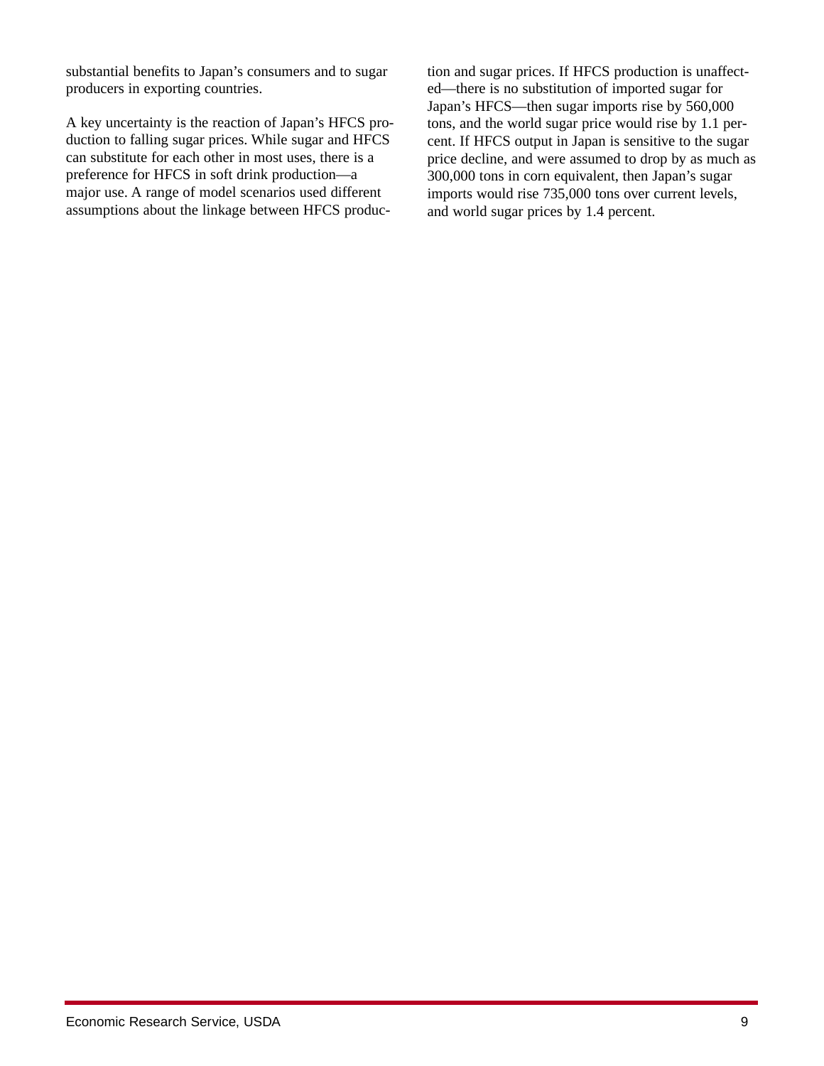substantial benefits to Japan's consumers and to sugar producers in exporting countries.

A key uncertainty is the reaction of Japan's HFCS production to falling sugar prices. While sugar and HFCS can substitute for each other in most uses, there is a preference for HFCS in soft drink production—a major use. A range of model scenarios used different assumptions about the linkage between HFCS production and sugar prices. If HFCS production is unaffected—there is no substitution of imported sugar for Japan's HFCS—then sugar imports rise by 560,000 tons, and the world sugar price would rise by 1.1 percent. If HFCS output in Japan is sensitive to the sugar price decline, and were assumed to drop by as much as 300,000 tons in corn equivalent, then Japan's sugar imports would rise 735,000 tons over current levels, and world sugar prices by 1.4 percent.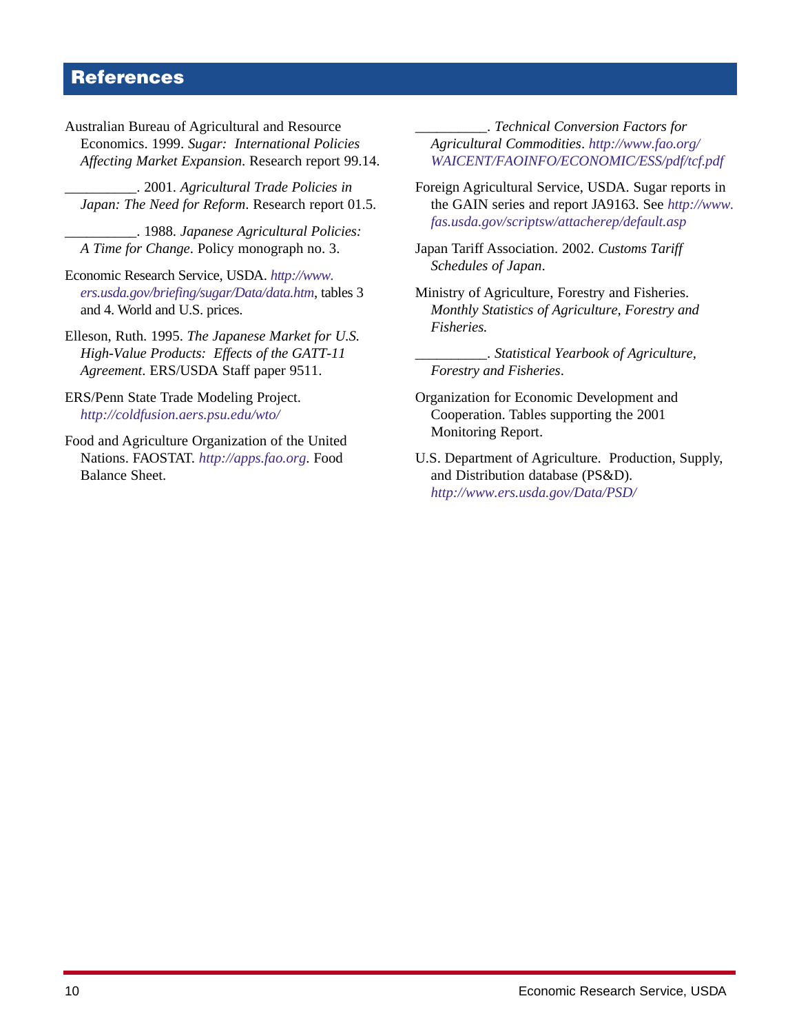# References

Australian Bureau of Agricultural and Resource Economics. 1999. *Sugar: International Policies Affecting Market Expansion*. Research report 99.14.

__________. 2001. *Agricultural Trade Policies in Japan: The Need for Reform*. Research report 01.5.

__________. 1988. *Japanese Agricultural Policies: A Time for Change*. Policy monograph no. 3.

Economic Research Service, USDA. *http://www.ers.usda.gov/briefing/sugar/Data/data.htm*, tables 3 and 4. World and U.S. prices.

Elleson, Ruth. 1995. *The Japanese Market for U.S. High-Value Products: Effects of the GATT-11 Agreement*. ERS/USDA Staff paper 9511.

ERS/Penn State Trade Modeling Project. *http://coldfusion.aers.psu.edu/wto/*

Food and Agriculture Organization of the United Nations. FAOSTAT. *http://apps.fao.org*. Food Balance Sheet.

__________. *Technical Conversion Factors for Agricultural Commodities*. *http://www.fao.org/WAICENT/FAOINFO/ECONOMIC/ESS/pdf/tcf.pdf*

Foreign Agricultural Service, USDA. Sugar reports in the GAIN series and report JA9163. See *http://www.fas.usda.gov/scriptsw/attacherep/default.asp*

Japan Tariff Association. 2002. *Customs Tariff Schedules of Japan*.

Ministry of Agriculture, Forestry and Fisheries. *Monthly Statistics of Agriculture, Forestry and Fisheries.*

__________. *Statistical Yearbook of Agriculture, Forestry and Fisheries*.

Organization for Economic Development and Cooperation. Tables supporting the 2001 Monitoring Report.

U.S. Department of Agriculture. Production, Supply, and Distribution database (PS&D). *http://www.ers.usda.gov/Data/PSD/*